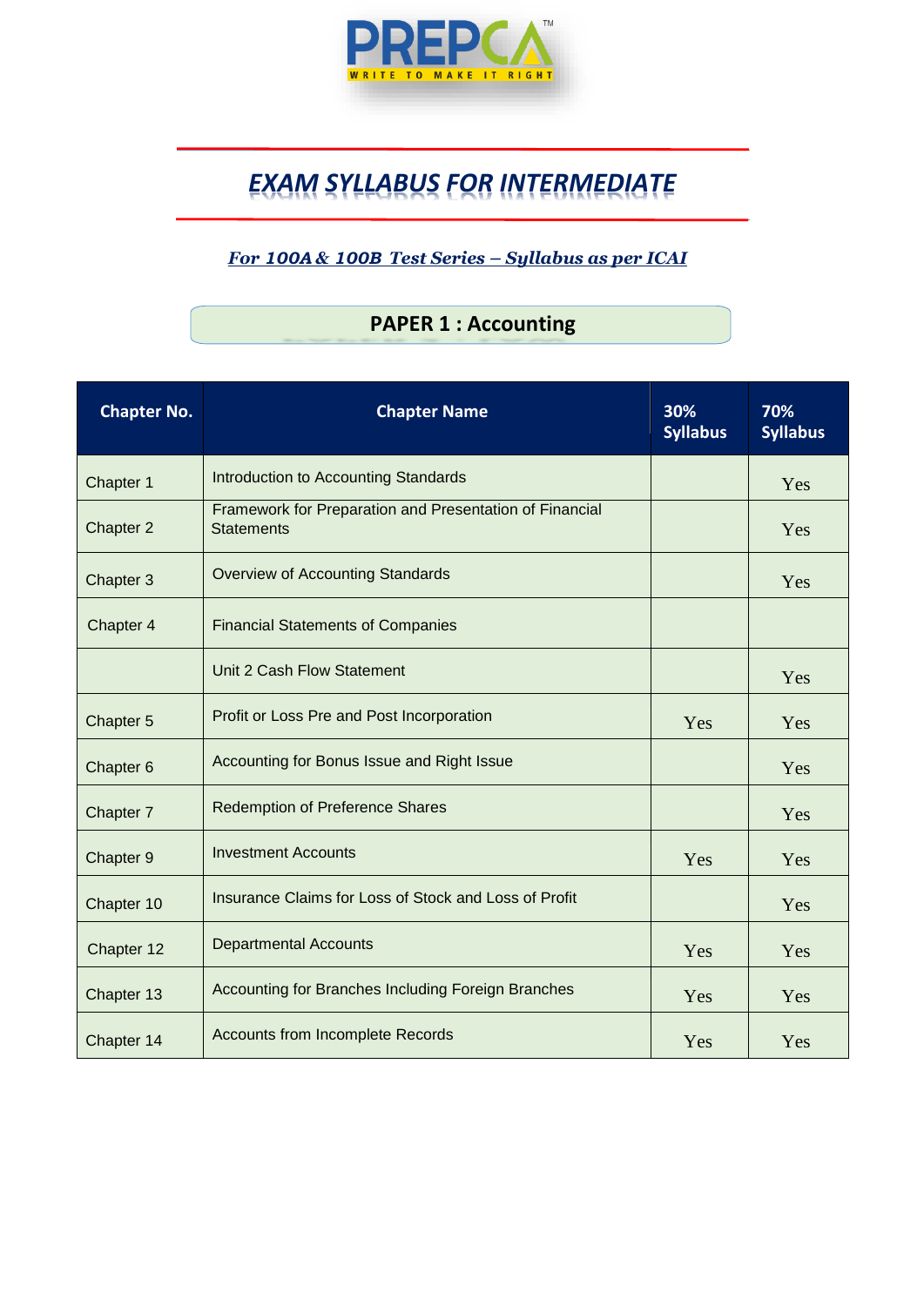PREPCA™

WRITE TO MAKE IT RIGHT

# *EXAM SYLLABUS FOR INTERMEDIATE*

***For 100A & 100B Test Series – Syllabus as per ICAI***

## PAPER 1 : Accounting

| Chapter No. | Chapter Name | 30% Syllabus | 70% Syllabus |
|---|---|---|---|
| Chapter 1 | Introduction to Accounting Standards | | Yes |
| Chapter 2 | Framework for Preparation and Presentation of Financial Statements | | Yes |
| Chapter 3 | Overview of Accounting Standards | | Yes |
| Chapter 4 | Financial Statements of Companies | | |
| | Unit 2 Cash Flow Statement | | Yes |
| Chapter 5 | Profit or Loss Pre and Post Incorporation | Yes | Yes |
| Chapter 6 | Accounting for Bonus Issue and Right Issue | | Yes |
| Chapter 7 | Redemption of Preference Shares | | Yes |
| Chapter 9 | Investment Accounts | Yes | Yes |
| Chapter 10 | Insurance Claims for Loss of Stock and Loss of Profit | | Yes |
| Chapter 12 | Departmental Accounts | Yes | Yes |
| Chapter 13 | Accounting for Branches Including Foreign Branches | Yes | Yes |
| Chapter 14 | Accounts from Incomplete Records | Yes | Yes |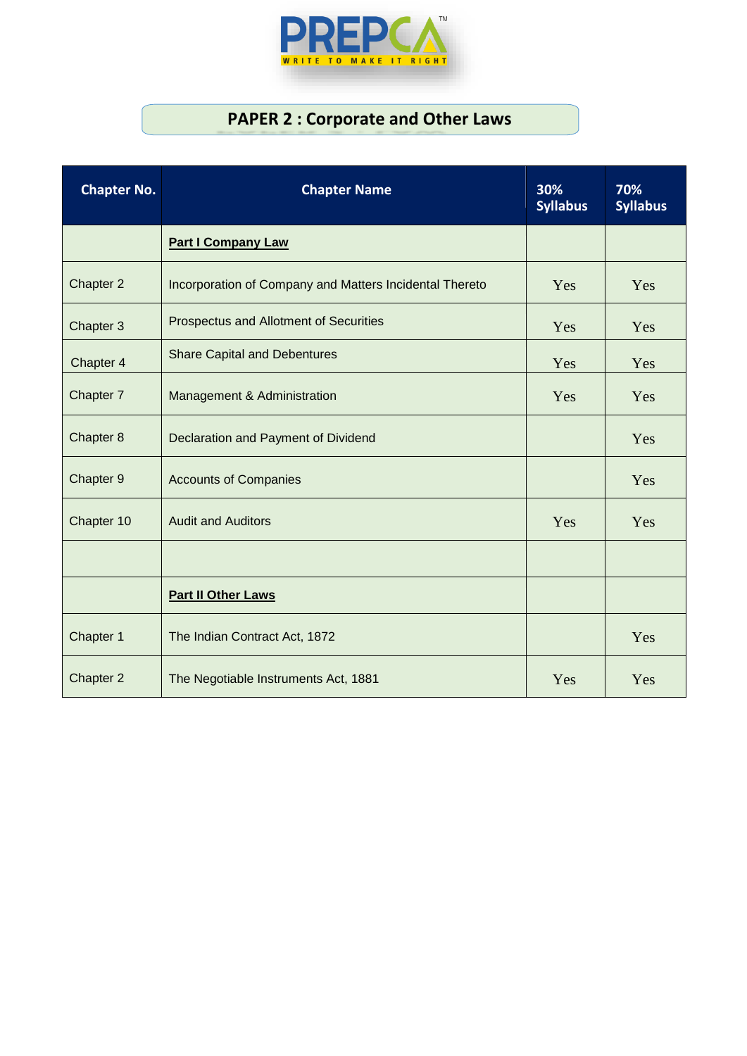PREPCA

WRITE TO MAKE IT RIGHT

## PAPER 2 : Corporate and Other Laws

| Chapter No. | Chapter Name | 30% Syllabus | 70% Syllabus |
|---|---|---|---|
| | **Part I Company Law** | | |
| Chapter 2 | Incorporation of Company and Matters Incidental Thereto | Yes | Yes |
| Chapter 3 | Prospectus and Allotment of Securities | Yes | Yes |
| Chapter 4 | Share Capital and Debentures | Yes | Yes |
| Chapter 7 | Management & Administration | Yes | Yes |
| Chapter 8 | Declaration and Payment of Dividend | | Yes |
| Chapter 9 | Accounts of Companies | | Yes |
| Chapter 10 | Audit and Auditors | Yes | Yes |
| | | | |
| | **Part II Other Laws** | | |
| Chapter 1 | The Indian Contract Act, 1872 | | Yes |
| Chapter 2 | The Negotiable Instruments Act, 1881 | Yes | Yes |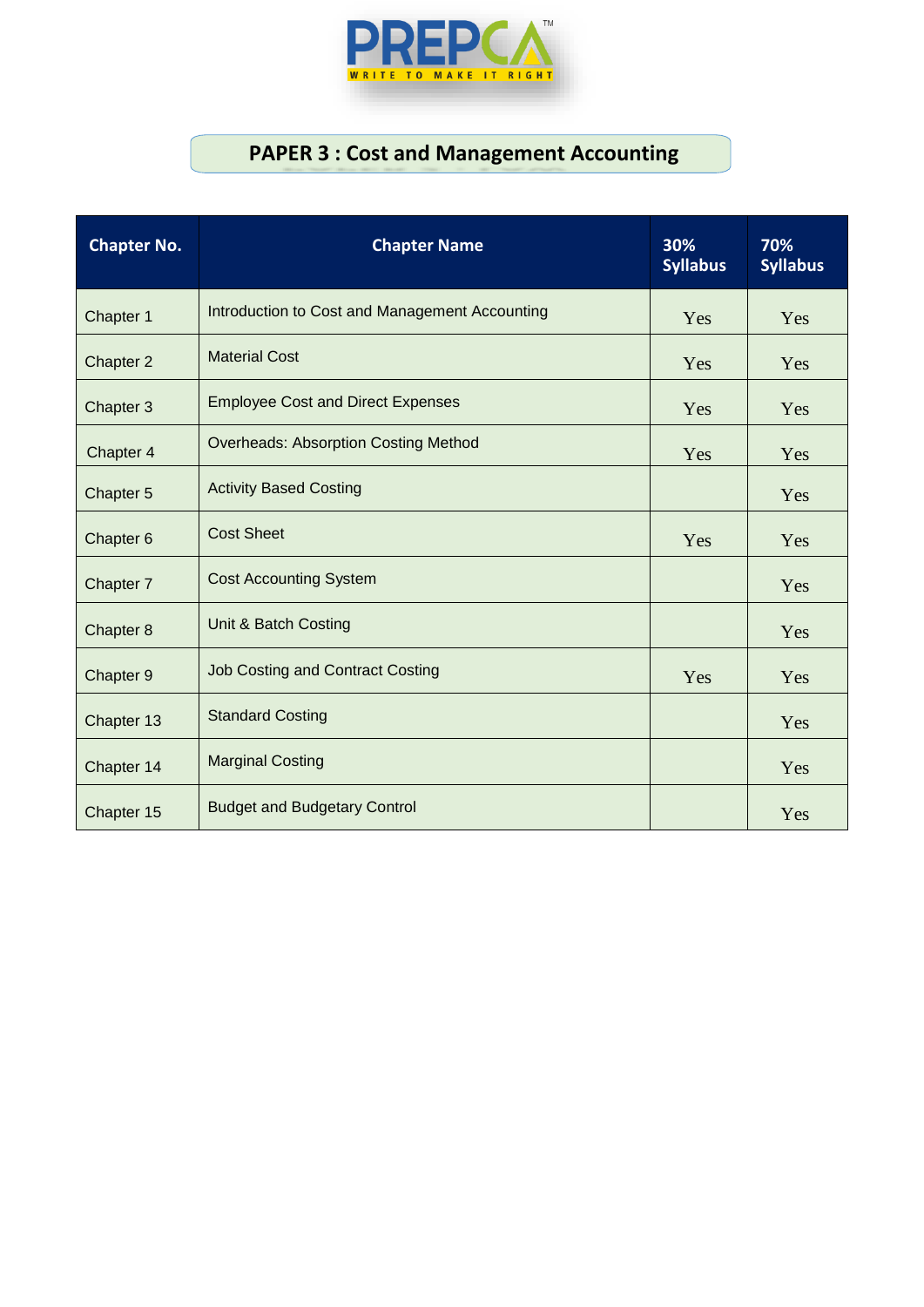PREPCA™

WRITE TO MAKE IT RIGHT

# PAPER 3 : Cost and Management Accounting

| Chapter No. | Chapter Name | 30% Syllabus | 70% Syllabus |
|---|---|---|---|
| Chapter 1 | Introduction to Cost and Management Accounting | Yes | Yes |
| Chapter 2 | Material Cost | Yes | Yes |
| Chapter 3 | Employee Cost and Direct Expenses | Yes | Yes |
| Chapter 4 | Overheads: Absorption Costing Method | Yes | Yes |
| Chapter 5 | Activity Based Costing | | Yes |
| Chapter 6 | Cost Sheet | Yes | Yes |
| Chapter 7 | Cost Accounting System | | Yes |
| Chapter 8 | Unit & Batch Costing | | Yes |
| Chapter 9 | Job Costing and Contract Costing | Yes | Yes |
| Chapter 13 | Standard Costing | | Yes |
| Chapter 14 | Marginal Costing | | Yes |
| Chapter 15 | Budget and Budgetary Control | | Yes |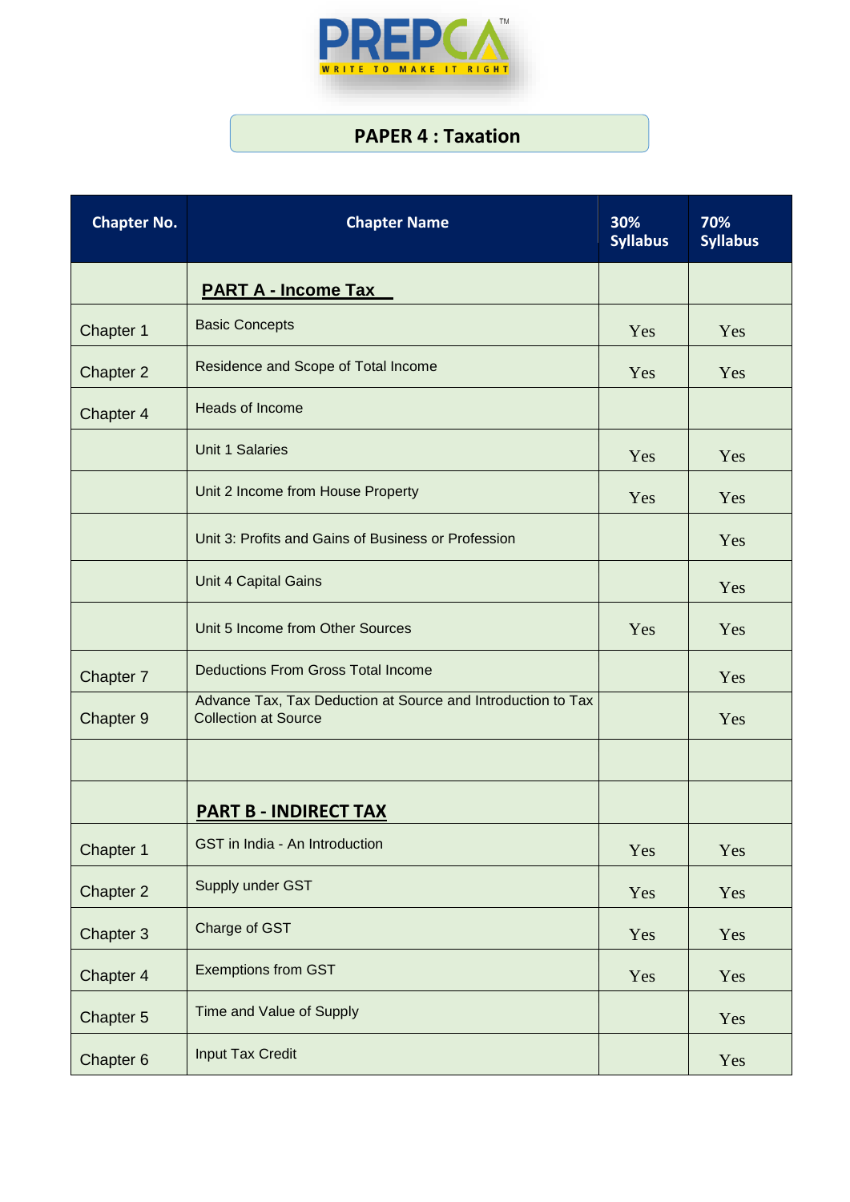## PAPER 4 : Taxation

| Chapter No. | Chapter Name | 30% Syllabus | 70% Syllabus |
|---|---|---|---|
| | **PART A - Income Tax** | | |
| Chapter 1 | Basic Concepts | Yes | Yes |
| Chapter 2 | Residence and Scope of Total Income | Yes | Yes |
| Chapter 4 | Heads of Income | | |
| | Unit 1 Salaries | Yes | Yes |
| | Unit 2 Income from House Property | Yes | Yes |
| | Unit 3: Profits and Gains of Business or Profession | | Yes |
| | Unit 4 Capital Gains | | Yes |
| | Unit 5 Income from Other Sources | Yes | Yes |
| Chapter 7 | Deductions From Gross Total Income | | Yes |
| Chapter 9 | Advance Tax, Tax Deduction at Source and Introduction to Tax Collection at Source | | Yes |
| | | | |
| | **PART B - INDIRECT TAX** | | |
| Chapter 1 | GST in India - An Introduction | Yes | Yes |
| Chapter 2 | Supply under GST | Yes | Yes |
| Chapter 3 | Charge of GST | Yes | Yes |
| Chapter 4 | Exemptions from GST | Yes | Yes |
| Chapter 5 | Time and Value of Supply | | Yes |
| Chapter 6 | Input Tax Credit | | Yes |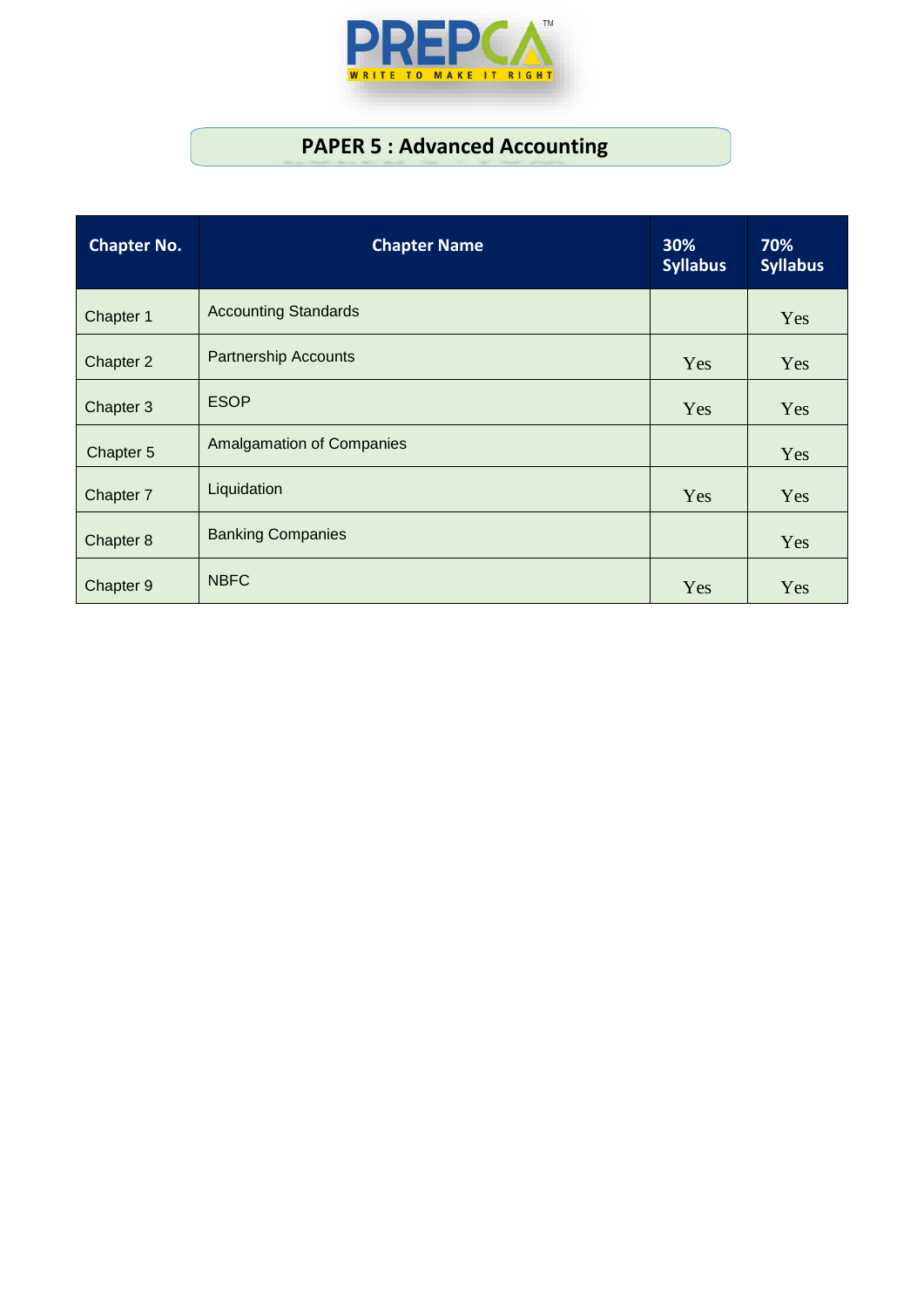# PAPER 5 : Advanced Accounting

| Chapter No. | Chapter Name | 30% Syllabus | 70% Syllabus |
|---|---|---|---|
| Chapter 1 | Accounting Standards | | Yes |
| Chapter 2 | Partnership Accounts | Yes | Yes |
| Chapter 3 | ESOP | Yes | Yes |
| Chapter 5 | Amalgamation of Companies | | Yes |
| Chapter 7 | Liquidation | Yes | Yes |
| Chapter 8 | Banking Companies | | Yes |
| Chapter 9 | NBFC | Yes | Yes |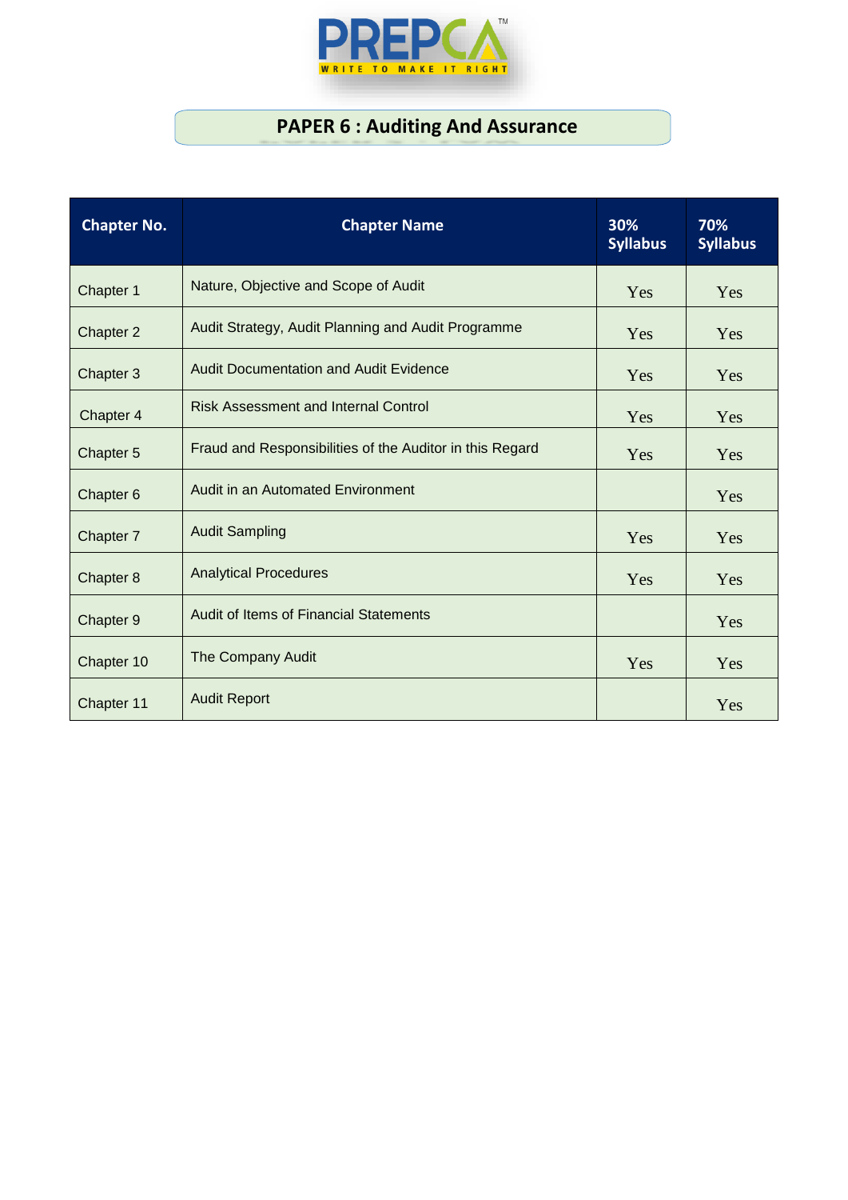PREPCA
WRITE TO MAKE IT RIGHT

## PAPER 6 : Auditing And Assurance

| Chapter No. | Chapter Name | 30% Syllabus | 70% Syllabus |
|---|---|---|---|
| Chapter 1 | Nature, Objective and Scope of Audit | Yes | Yes |
| Chapter 2 | Audit Strategy, Audit Planning and Audit Programme | Yes | Yes |
| Chapter 3 | Audit Documentation and Audit Evidence | Yes | Yes |
| Chapter 4 | Risk Assessment and Internal Control | Yes | Yes |
| Chapter 5 | Fraud and Responsibilities of the Auditor in this Regard | Yes | Yes |
| Chapter 6 | Audit in an Automated Environment | | Yes |
| Chapter 7 | Audit Sampling | Yes | Yes |
| Chapter 8 | Analytical Procedures | Yes | Yes |
| Chapter 9 | Audit of Items of Financial Statements | | Yes |
| Chapter 10 | The Company Audit | Yes | Yes |
| Chapter 11 | Audit Report | | Yes |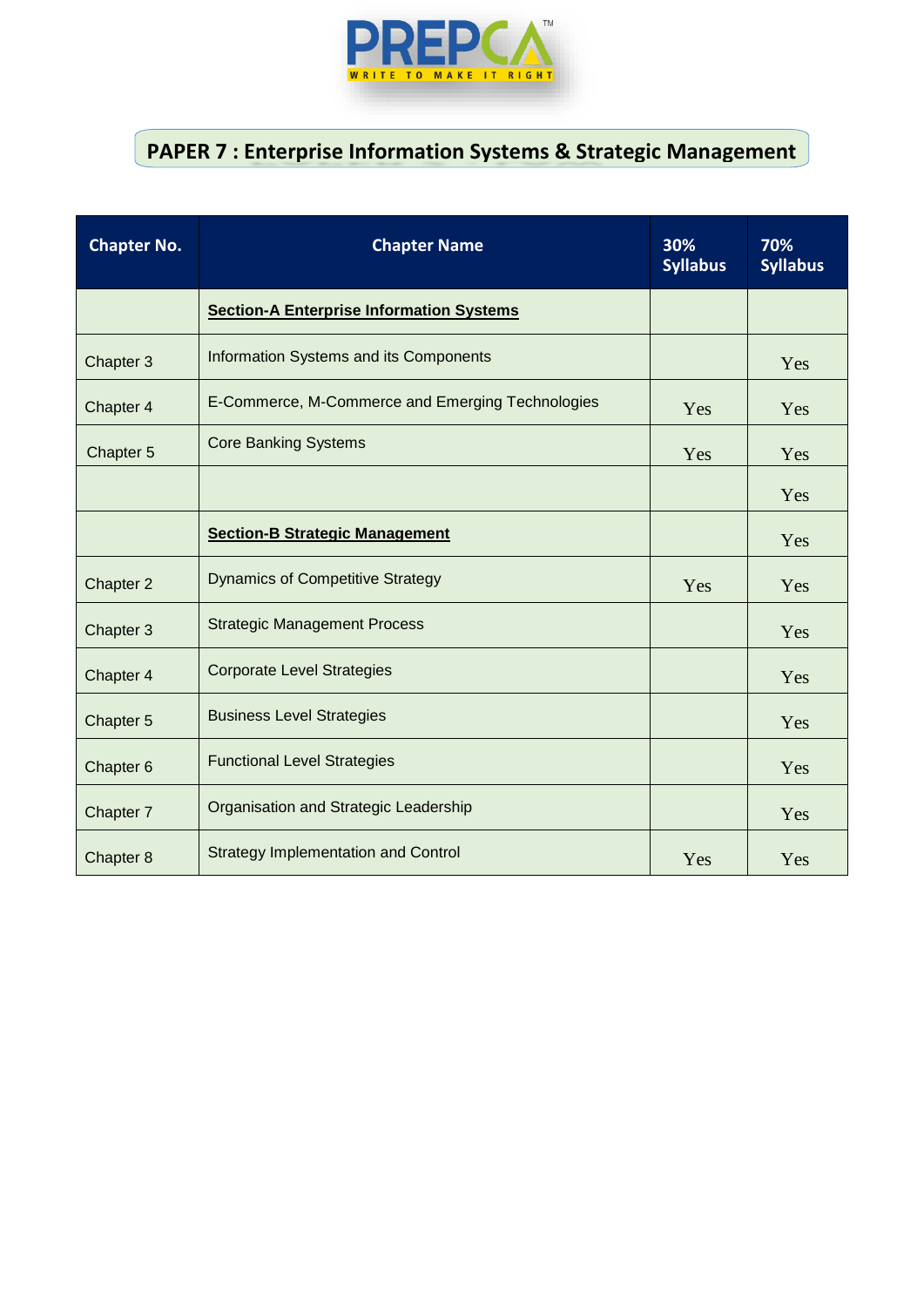PREPCA
WRITE TO MAKE IT RIGHT

## PAPER 7 : Enterprise Information Systems & Strategic Management

| Chapter No. | Chapter Name | 30% Syllabus | 70% Syllabus |
|---|---|---|---|
| | **Section-A Enterprise Information Systems** | | |
| Chapter 3 | Information Systems and its Components | | Yes |
| Chapter 4 | E-Commerce, M-Commerce and Emerging Technologies | Yes | Yes |
| Chapter 5 | Core Banking Systems | Yes | Yes |
| | | | Yes |
| | **Section-B Strategic Management** | | Yes |
| Chapter 2 | Dynamics of Competitive Strategy | Yes | Yes |
| Chapter 3 | Strategic Management Process | | Yes |
| Chapter 4 | Corporate Level Strategies | | Yes |
| Chapter 5 | Business Level Strategies | | Yes |
| Chapter 6 | Functional Level Strategies | | Yes |
| Chapter 7 | Organisation and Strategic Leadership | | Yes |
| Chapter 8 | Strategy Implementation and Control | Yes | Yes |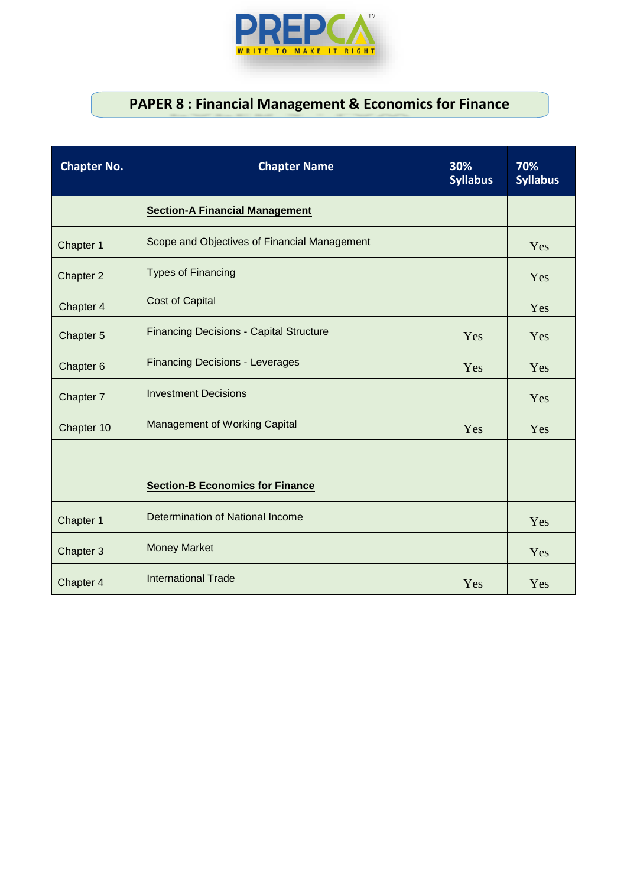PREPCA™

WRITE TO MAKE IT RIGHT

# PAPER 8 : Financial Management & Economics for Finance

| Chapter No. | Chapter Name | 30% Syllabus | 70% Syllabus |
|---|---|---|---|
| | **Section-A Financial Management** | | |
| Chapter 1 | Scope and Objectives of Financial Management | | Yes |
| Chapter 2 | Types of Financing | | Yes |
| Chapter 4 | Cost of Capital | | Yes |
| Chapter 5 | Financing Decisions - Capital Structure | Yes | Yes |
| Chapter 6 | Financing Decisions - Leverages | Yes | Yes |
| Chapter 7 | Investment Decisions | | Yes |
| Chapter 10 | Management of Working Capital | Yes | Yes |
| | | | |
| | **Section-B Economics for Finance** | | |
| Chapter 1 | Determination of National Income | | Yes |
| Chapter 3 | Money Market | | Yes |
| Chapter 4 | International Trade | Yes | Yes |